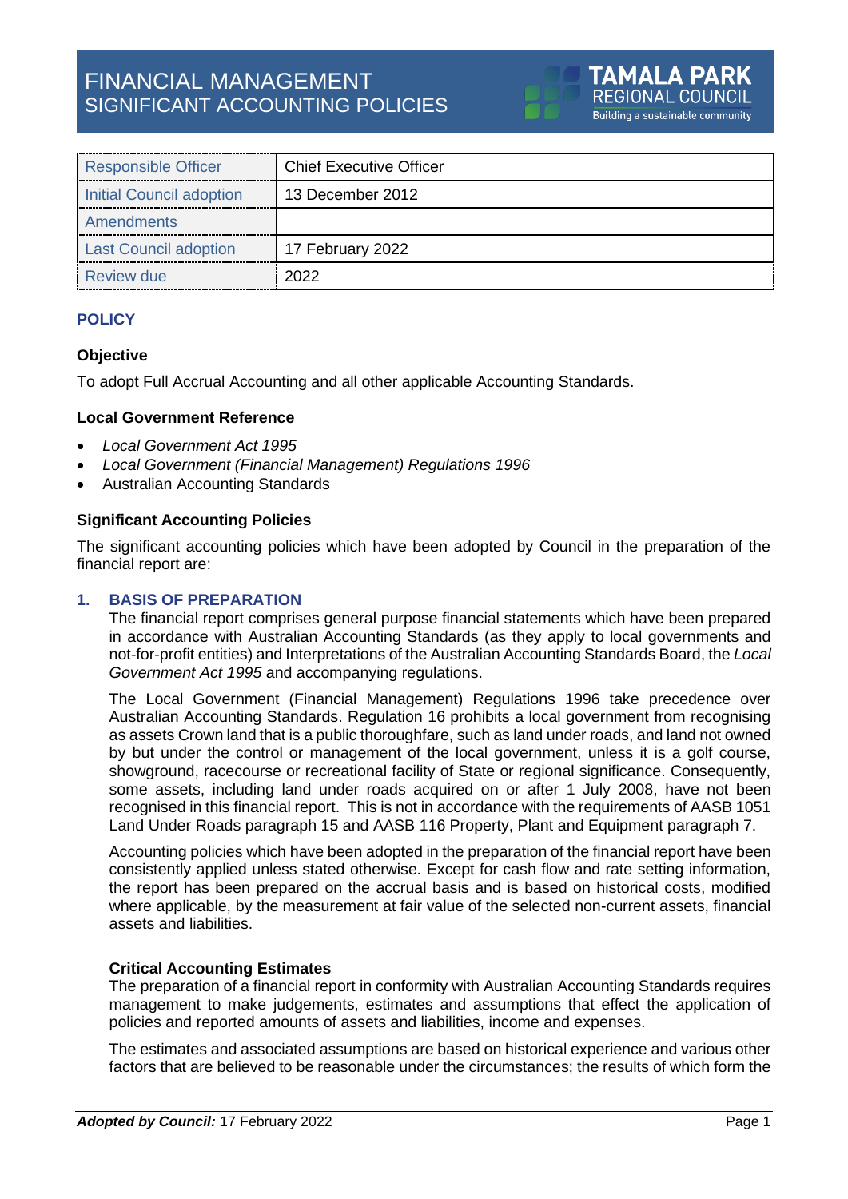# FINANCIAL MANAGEMENT
## SIGNIFICANT ACCOUNTING POLICIES

TAMALA PARK REGIONAL COUNCIL
Building a sustainable community

| Responsible Officer | Chief Executive Officer |
|---|---|
| Initial Council adoption | 13 December 2012 |
| Amendments | |
| Last Council adoption | 17 February 2022 |
| Review due | 2022 |

## POLICY

### Objective

To adopt Full Accrual Accounting and all other applicable Accounting Standards.

### Local Government Reference

- *Local Government Act 1995*
- *Local Government (Financial Management) Regulations 1996*
- Australian Accounting Standards

### Significant Accounting Policies

The significant accounting policies which have been adopted by Council in the preparation of the financial report are:

### 1. BASIS OF PREPARATION

The financial report comprises general purpose financial statements which have been prepared in accordance with Australian Accounting Standards (as they apply to local governments and not-for-profit entities) and Interpretations of the Australian Accounting Standards Board, the *Local Government Act 1995* and accompanying regulations.

The Local Government (Financial Management) Regulations 1996 take precedence over Australian Accounting Standards. Regulation 16 prohibits a local government from recognising as assets Crown land that is a public thoroughfare, such as land under roads, and land not owned by but under the control or management of the local government, unless it is a golf course, showground, racecourse or recreational facility of State or regional significance. Consequently, some assets, including land under roads acquired on or after 1 July 2008, have not been recognised in this financial report. This is not in accordance with the requirements of AASB 1051 Land Under Roads paragraph 15 and AASB 116 Property, Plant and Equipment paragraph 7.

Accounting policies which have been adopted in the preparation of the financial report have been consistently applied unless stated otherwise. Except for cash flow and rate setting information, the report has been prepared on the accrual basis and is based on historical costs, modified where applicable, by the measurement at fair value of the selected non-current assets, financial assets and liabilities.

#### Critical Accounting Estimates

The preparation of a financial report in conformity with Australian Accounting Standards requires management to make judgements, estimates and assumptions that effect the application of policies and reported amounts of assets and liabilities, income and expenses.

The estimates and associated assumptions are based on historical experience and various other factors that are believed to be reasonable under the circumstances; the results of which form the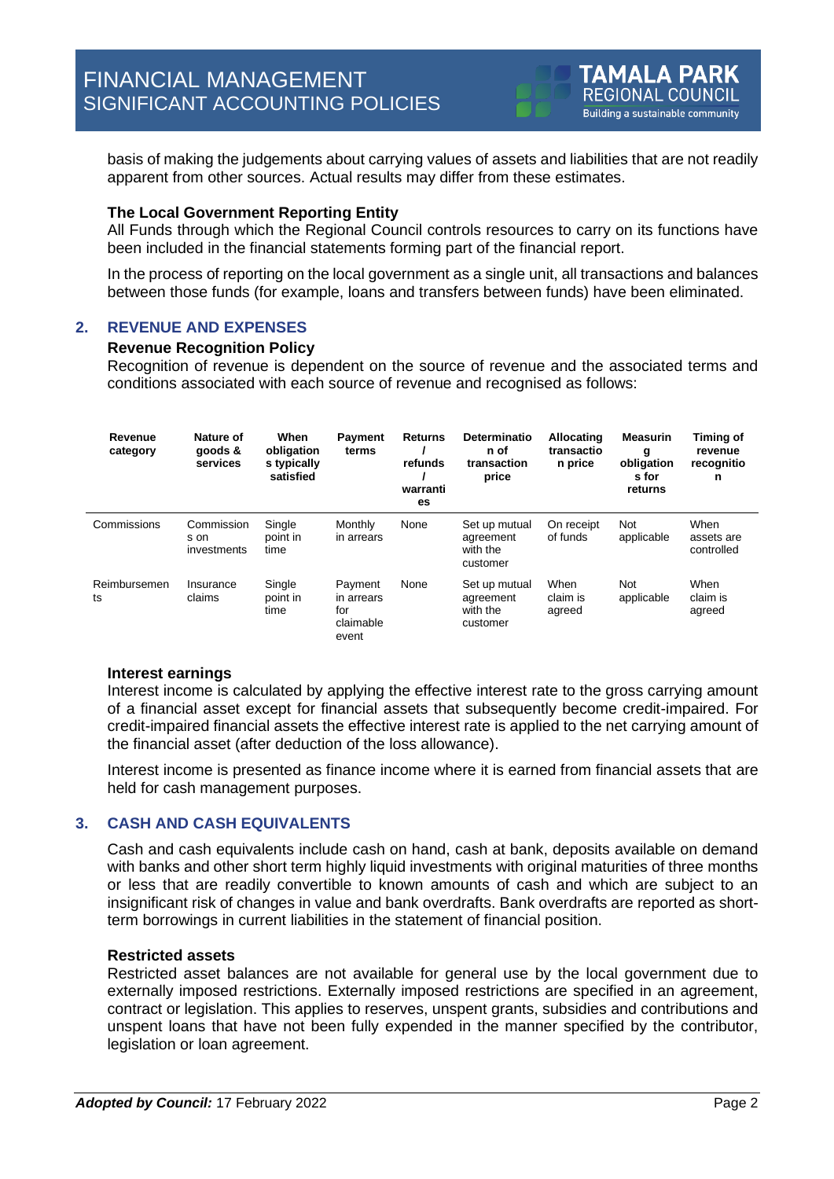basis of making the judgements about carrying values of assets and liabilities that are not readily apparent from other sources. Actual results may differ from these estimates.

**The Local Government Reporting Entity**

All Funds through which the Regional Council controls resources to carry on its functions have been included in the financial statements forming part of the financial report.

In the process of reporting on the local government as a single unit, all transactions and balances between those funds (for example, loans and transfers between funds) have been eliminated.

## 2. REVENUE AND EXPENSES

**Revenue Recognition Policy**

Recognition of revenue is dependent on the source of revenue and the associated terms and conditions associated with each source of revenue and recognised as follows:

| Revenue category | Nature of goods & services | When obligations typically satisfied | Payment terms | Returns / refunds / warranties | Determination of transaction price | Allocating transaction price | Measuring obligations for returns | Timing of revenue recognition |
|---|---|---|---|---|---|---|---|---|
| Commissions | Commissions on investments | Single point in time | Monthly in arrears | None | Set up mutual agreement with the customer | On receipt of funds | Not applicable | When assets are controlled |
| Reimbursements | Insurance claims | Single point in time | Payment in arrears for claimable event | None | Set up mutual agreement with the customer | When claim is agreed | Not applicable | When claim is agreed |

**Interest earnings**

Interest income is calculated by applying the effective interest rate to the gross carrying amount of a financial asset except for financial assets that subsequently become credit-impaired. For credit-impaired financial assets the effective interest rate is applied to the net carrying amount of the financial asset (after deduction of the loss allowance).

Interest income is presented as finance income where it is earned from financial assets that are held for cash management purposes.

## 3. CASH AND CASH EQUIVALENTS

Cash and cash equivalents include cash on hand, cash at bank, deposits available on demand with banks and other short term highly liquid investments with original maturities of three months or less that are readily convertible to known amounts of cash and which are subject to an insignificant risk of changes in value and bank overdrafts. Bank overdrafts are reported as short-term borrowings in current liabilities in the statement of financial position.

**Restricted assets**

Restricted asset balances are not available for general use by the local government due to externally imposed restrictions. Externally imposed restrictions are specified in an agreement, contract or legislation. This applies to reserves, unspent grants, subsidies and contributions and unspent loans that have not been fully expended in the manner specified by the contributor, legislation or loan agreement.

***Adopted by Council:*** 17 February 2022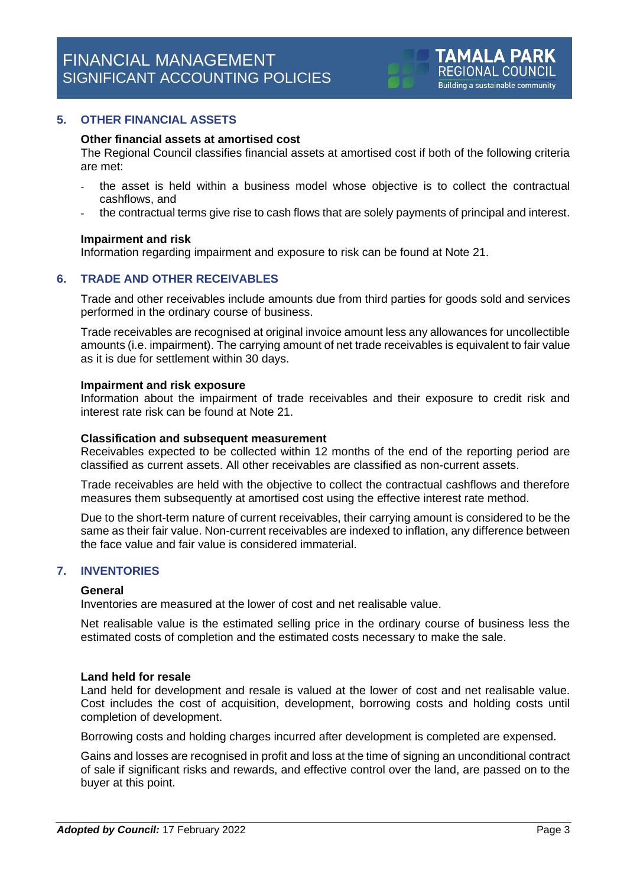## 5. OTHER FINANCIAL ASSETS

### Other financial assets at amortised cost

The Regional Council classifies financial assets at amortised cost if both of the following criteria are met:

- the asset is held within a business model whose objective is to collect the contractual cashflows, and
- the contractual terms give rise to cash flows that are solely payments of principal and interest.

### Impairment and risk

Information regarding impairment and exposure to risk can be found at Note 21.

## 6. TRADE AND OTHER RECEIVABLES

Trade and other receivables include amounts due from third parties for goods sold and services performed in the ordinary course of business.

Trade receivables are recognised at original invoice amount less any allowances for uncollectible amounts (i.e. impairment). The carrying amount of net trade receivables is equivalent to fair value as it is due for settlement within 30 days.

### Impairment and risk exposure

Information about the impairment of trade receivables and their exposure to credit risk and interest rate risk can be found at Note 21.

### Classification and subsequent measurement

Receivables expected to be collected within 12 months of the end of the reporting period are classified as current assets. All other receivables are classified as non-current assets.

Trade receivables are held with the objective to collect the contractual cashflows and therefore measures them subsequently at amortised cost using the effective interest rate method.

Due to the short-term nature of current receivables, their carrying amount is considered to be the same as their fair value. Non-current receivables are indexed to inflation, any difference between the face value and fair value is considered immaterial.

## 7. INVENTORIES

### General

Inventories are measured at the lower of cost and net realisable value.

Net realisable value is the estimated selling price in the ordinary course of business less the estimated costs of completion and the estimated costs necessary to make the sale.

### Land held for resale

Land held for development and resale is valued at the lower of cost and net realisable value. Cost includes the cost of acquisition, development, borrowing costs and holding costs until completion of development.

Borrowing costs and holding charges incurred after development is completed are expensed.

Gains and losses are recognised in profit and loss at the time of signing an unconditional contract of sale if significant risks and rewards, and effective control over the land, are passed on to the buyer at this point.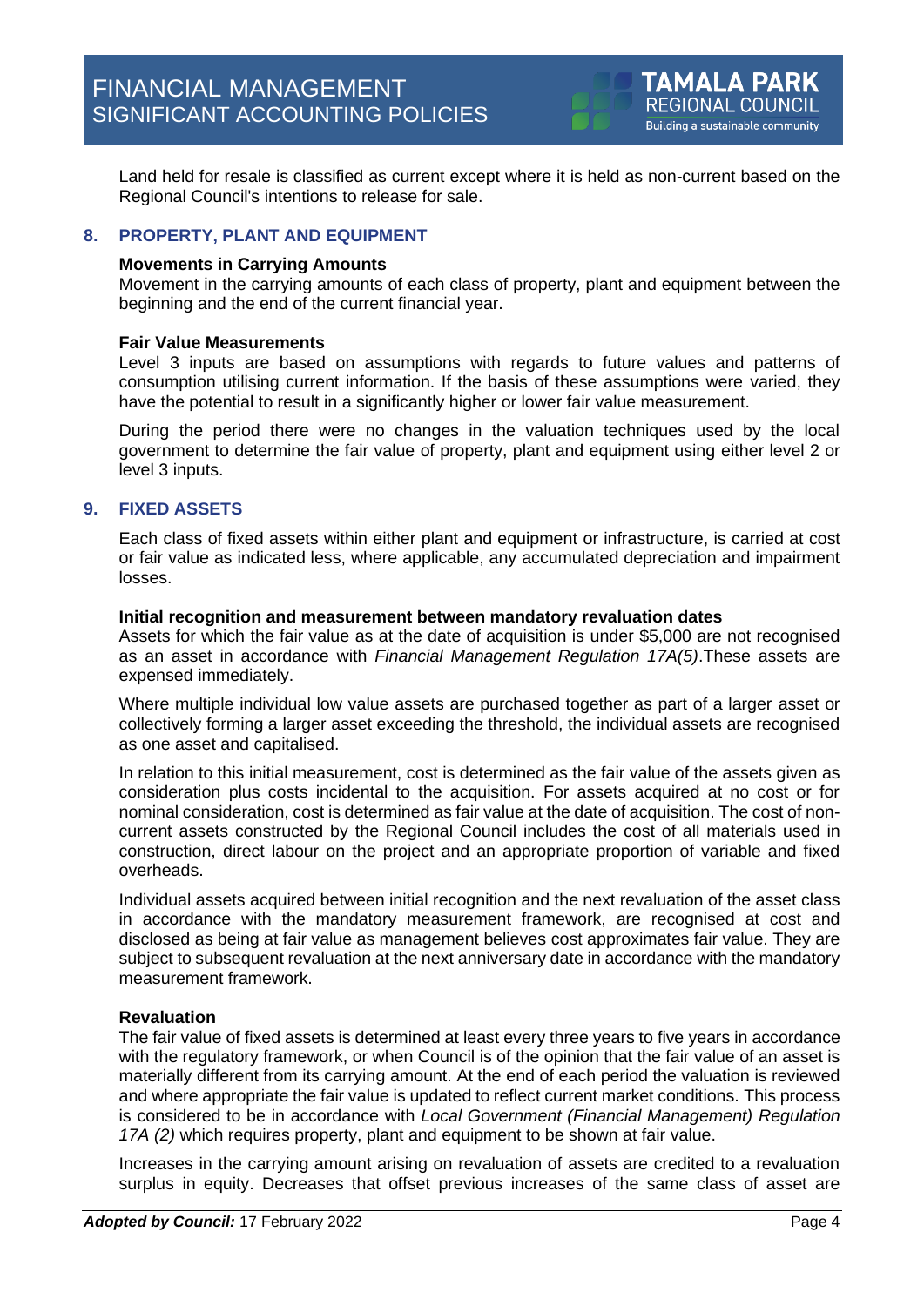Land held for resale is classified as current except where it is held as non-current based on the Regional Council's intentions to release for sale.

## 8. PROPERTY, PLANT AND EQUIPMENT

**Movements in Carrying Amounts**

Movement in the carrying amounts of each class of property, plant and equipment between the beginning and the end of the current financial year.

**Fair Value Measurements**

Level 3 inputs are based on assumptions with regards to future values and patterns of consumption utilising current information. If the basis of these assumptions were varied, they have the potential to result in a significantly higher or lower fair value measurement.

During the period there were no changes in the valuation techniques used by the local government to determine the fair value of property, plant and equipment using either level 2 or level 3 inputs.

## 9. FIXED ASSETS

Each class of fixed assets within either plant and equipment or infrastructure, is carried at cost or fair value as indicated less, where applicable, any accumulated depreciation and impairment losses.

**Initial recognition and measurement between mandatory revaluation dates**

Assets for which the fair value as at the date of acquisition is under $5,000 are not recognised as an asset in accordance with *Financial Management Regulation 17A(5)*.These assets are expensed immediately.

Where multiple individual low value assets are purchased together as part of a larger asset or collectively forming a larger asset exceeding the threshold, the individual assets are recognised as one asset and capitalised.

In relation to this initial measurement, cost is determined as the fair value of the assets given as consideration plus costs incidental to the acquisition. For assets acquired at no cost or for nominal consideration, cost is determined as fair value at the date of acquisition. The cost of non-current assets constructed by the Regional Council includes the cost of all materials used in construction, direct labour on the project and an appropriate proportion of variable and fixed overheads.

Individual assets acquired between initial recognition and the next revaluation of the asset class in accordance with the mandatory measurement framework, are recognised at cost and disclosed as being at fair value as management believes cost approximates fair value. They are subject to subsequent revaluation at the next anniversary date in accordance with the mandatory measurement framework.

**Revaluation**

The fair value of fixed assets is determined at least every three years to five years in accordance with the regulatory framework, or when Council is of the opinion that the fair value of an asset is materially different from its carrying amount. At the end of each period the valuation is reviewed and where appropriate the fair value is updated to reflect current market conditions. This process is considered to be in accordance with *Local Government (Financial Management) Regulation 17A (2)* which requires property, plant and equipment to be shown at fair value.

Increases in the carrying amount arising on revaluation of assets are credited to a revaluation surplus in equity. Decreases that offset previous increases of the same class of asset are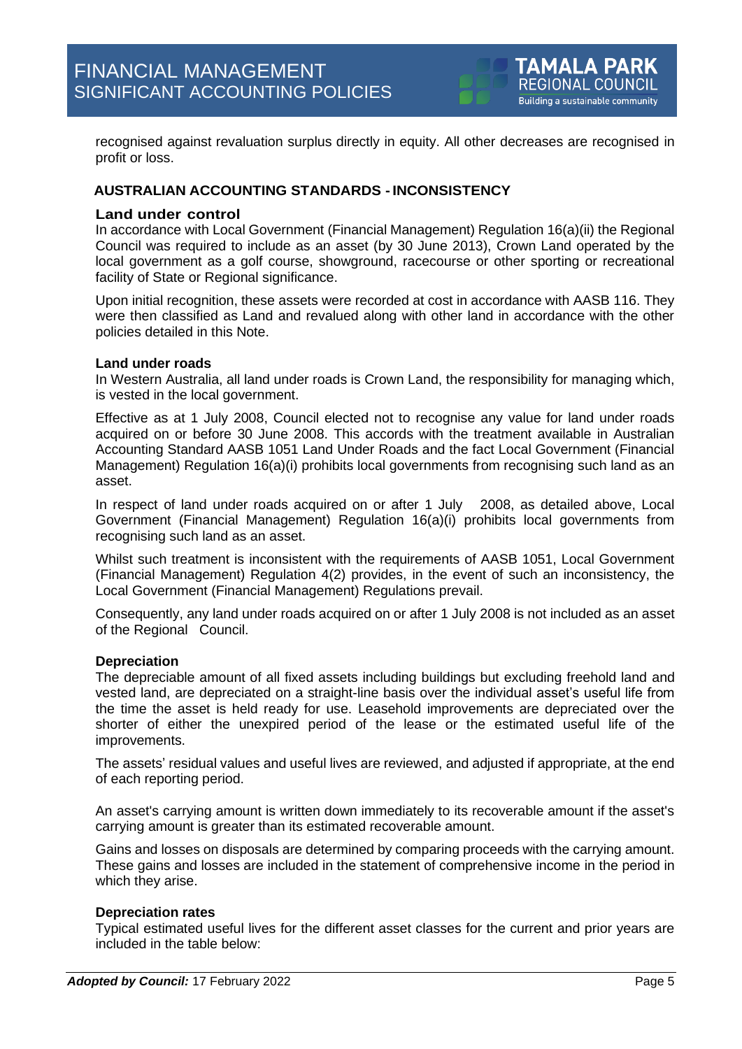recognised against revaluation surplus directly in equity. All other decreases are recognised in profit or loss.

## AUSTRALIAN ACCOUNTING STANDARDS - INCONSISTENCY

### Land under control

In accordance with Local Government (Financial Management) Regulation 16(a)(ii) the Regional Council was required to include as an asset (by 30 June 2013), Crown Land operated by the local government as a golf course, showground, racecourse or other sporting or recreational facility of State or Regional significance.

Upon initial recognition, these assets were recorded at cost in accordance with AASB 116. They were then classified as Land and revalued along with other land in accordance with the other policies detailed in this Note.

### Land under roads

In Western Australia, all land under roads is Crown Land, the responsibility for managing which, is vested in the local government.

Effective as at 1 July 2008, Council elected not to recognise any value for land under roads acquired on or before 30 June 2008. This accords with the treatment available in Australian Accounting Standard AASB 1051 Land Under Roads and the fact Local Government (Financial Management) Regulation 16(a)(i) prohibits local governments from recognising such land as an asset.

In respect of land under roads acquired on or after 1 July 2008, as detailed above, Local Government (Financial Management) Regulation 16(a)(i) prohibits local governments from recognising such land as an asset.

Whilst such treatment is inconsistent with the requirements of AASB 1051, Local Government (Financial Management) Regulation 4(2) provides, in the event of such an inconsistency, the Local Government (Financial Management) Regulations prevail.

Consequently, any land under roads acquired on or after 1 July 2008 is not included as an asset of the Regional Council.

### Depreciation

The depreciable amount of all fixed assets including buildings but excluding freehold land and vested land, are depreciated on a straight-line basis over the individual asset's useful life from the time the asset is held ready for use. Leasehold improvements are depreciated over the shorter of either the unexpired period of the lease or the estimated useful life of the improvements.

The assets' residual values and useful lives are reviewed, and adjusted if appropriate, at the end of each reporting period.

An asset's carrying amount is written down immediately to its recoverable amount if the asset's carrying amount is greater than its estimated recoverable amount.

Gains and losses on disposals are determined by comparing proceeds with the carrying amount. These gains and losses are included in the statement of comprehensive income in the period in which they arise.

### Depreciation rates

Typical estimated useful lives for the different asset classes for the current and prior years are included in the table below: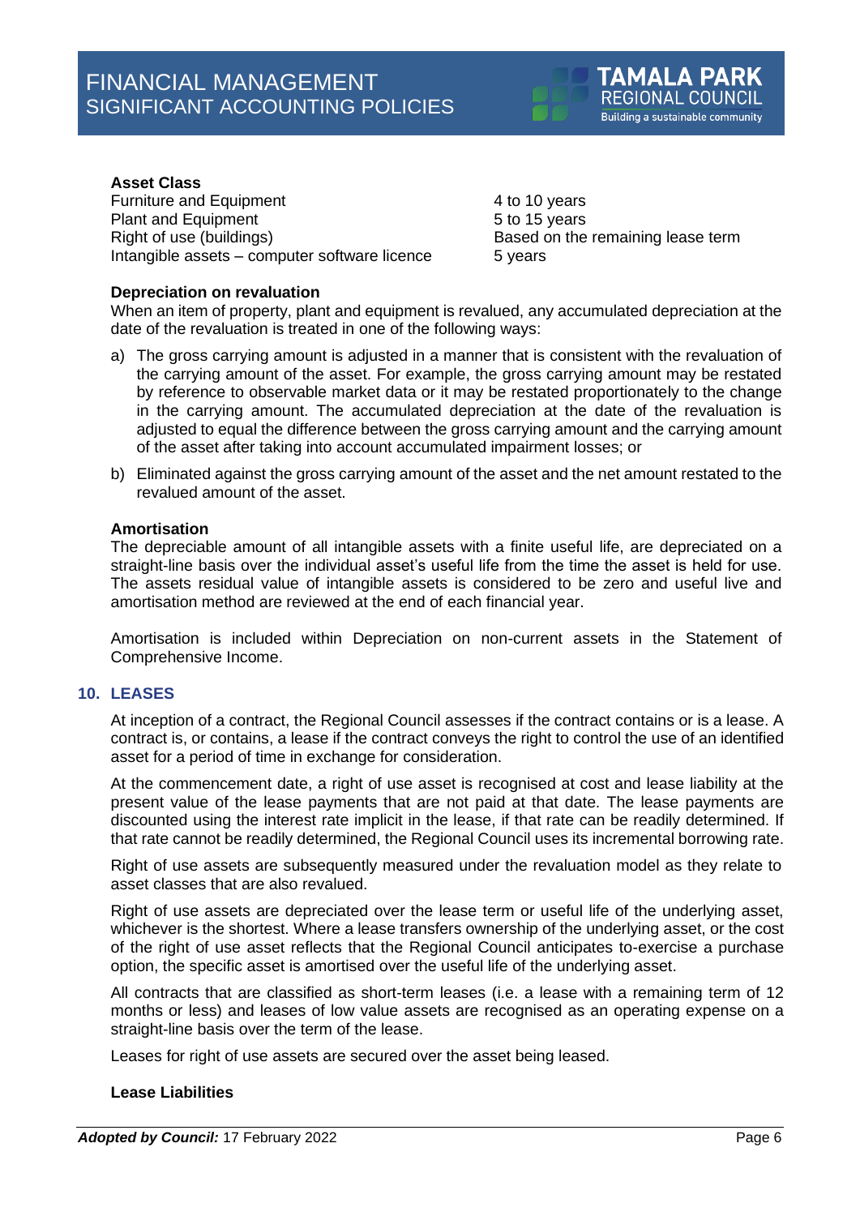| Asset Class | |
|---|---|
| Furniture and Equipment | 4 to 10 years |
| Plant and Equipment | 5 to 15 years |
| Right of use (buildings) | Based on the remaining lease term |
| Intangible assets – computer software licence | 5 years |

**Depreciation on revaluation**

When an item of property, plant and equipment is revalued, any accumulated depreciation at the date of the revaluation is treated in one of the following ways:

a) The gross carrying amount is adjusted in a manner that is consistent with the revaluation of the carrying amount of the asset. For example, the gross carrying amount may be restated by reference to observable market data or it may be restated proportionately to the change in the carrying amount. The accumulated depreciation at the date of the revaluation is adjusted to equal the difference between the gross carrying amount and the carrying amount of the asset after taking into account accumulated impairment losses; or

b) Eliminated against the gross carrying amount of the asset and the net amount restated to the revalued amount of the asset.

**Amortisation**

The depreciable amount of all intangible assets with a finite useful life, are depreciated on a straight-line basis over the individual asset's useful life from the time the asset is held for use. The assets residual value of intangible assets is considered to be zero and useful live and amortisation method are reviewed at the end of each financial year.

Amortisation is included within Depreciation on non-current assets in the Statement of Comprehensive Income.

## 10. LEASES

At inception of a contract, the Regional Council assesses if the contract contains or is a lease. A contract is, or contains, a lease if the contract conveys the right to control the use of an identified asset for a period of time in exchange for consideration.

At the commencement date, a right of use asset is recognised at cost and lease liability at the present value of the lease payments that are not paid at that date. The lease payments are discounted using the interest rate implicit in the lease, if that rate can be readily determined. If that rate cannot be readily determined, the Regional Council uses its incremental borrowing rate.

Right of use assets are subsequently measured under the revaluation model as they relate to asset classes that are also revalued.

Right of use assets are depreciated over the lease term or useful life of the underlying asset, whichever is the shortest. Where a lease transfers ownership of the underlying asset, or the cost of the right of use asset reflects that the Regional Council anticipates to-exercise a purchase option, the specific asset is amortised over the useful life of the underlying asset.

All contracts that are classified as short-term leases (i.e. a lease with a remaining term of 12 months or less) and leases of low value assets are recognised as an operating expense on a straight-line basis over the term of the lease.

Leases for right of use assets are secured over the asset being leased.

**Lease Liabilities**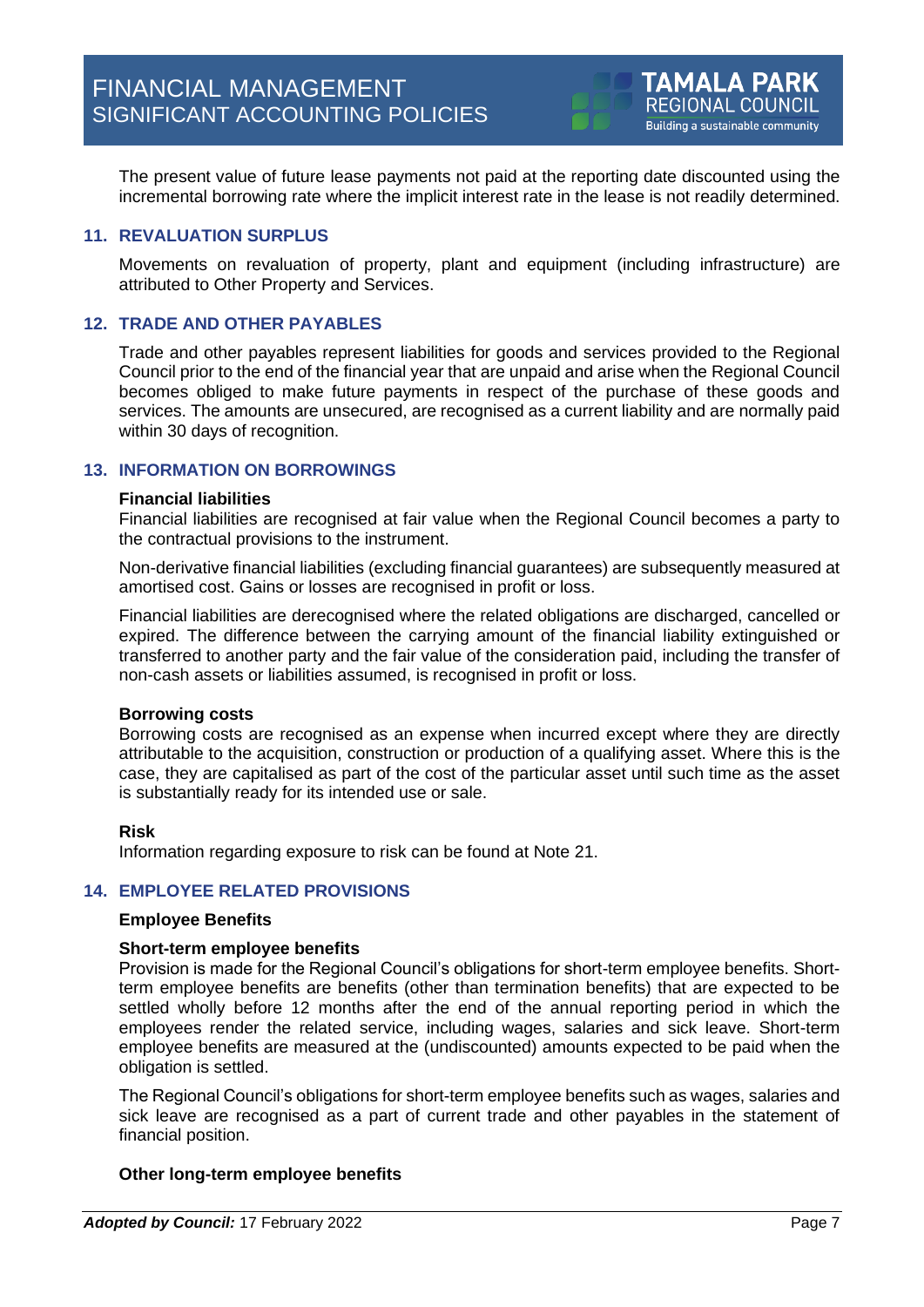The present value of future lease payments not paid at the reporting date discounted using the incremental borrowing rate where the implicit interest rate in the lease is not readily determined.

## 11. REVALUATION SURPLUS

Movements on revaluation of property, plant and equipment (including infrastructure) are attributed to Other Property and Services.

## 12. TRADE AND OTHER PAYABLES

Trade and other payables represent liabilities for goods and services provided to the Regional Council prior to the end of the financial year that are unpaid and arise when the Regional Council becomes obliged to make future payments in respect of the purchase of these goods and services. The amounts are unsecured, are recognised as a current liability and are normally paid within 30 days of recognition.

## 13. INFORMATION ON BORROWINGS

**Financial liabilities**

Financial liabilities are recognised at fair value when the Regional Council becomes a party to the contractual provisions to the instrument.

Non-derivative financial liabilities (excluding financial guarantees) are subsequently measured at amortised cost. Gains or losses are recognised in profit or loss.

Financial liabilities are derecognised where the related obligations are discharged, cancelled or expired. The difference between the carrying amount of the financial liability extinguished or transferred to another party and the fair value of the consideration paid, including the transfer of non-cash assets or liabilities assumed, is recognised in profit or loss.

**Borrowing costs**

Borrowing costs are recognised as an expense when incurred except where they are directly attributable to the acquisition, construction or production of a qualifying asset. Where this is the case, they are capitalised as part of the cost of the particular asset until such time as the asset is substantially ready for its intended use or sale.

**Risk**

Information regarding exposure to risk can be found at Note 21.

## 14. EMPLOYEE RELATED PROVISIONS

**Employee Benefits**

**Short-term employee benefits**

Provision is made for the Regional Council's obligations for short-term employee benefits. Short-term employee benefits are benefits (other than termination benefits) that are expected to be settled wholly before 12 months after the end of the annual reporting period in which the employees render the related service, including wages, salaries and sick leave. Short-term employee benefits are measured at the (undiscounted) amounts expected to be paid when the obligation is settled.

The Regional Council's obligations for short-term employee benefits such as wages, salaries and sick leave are recognised as a part of current trade and other payables in the statement of financial position.

**Other long-term employee benefits**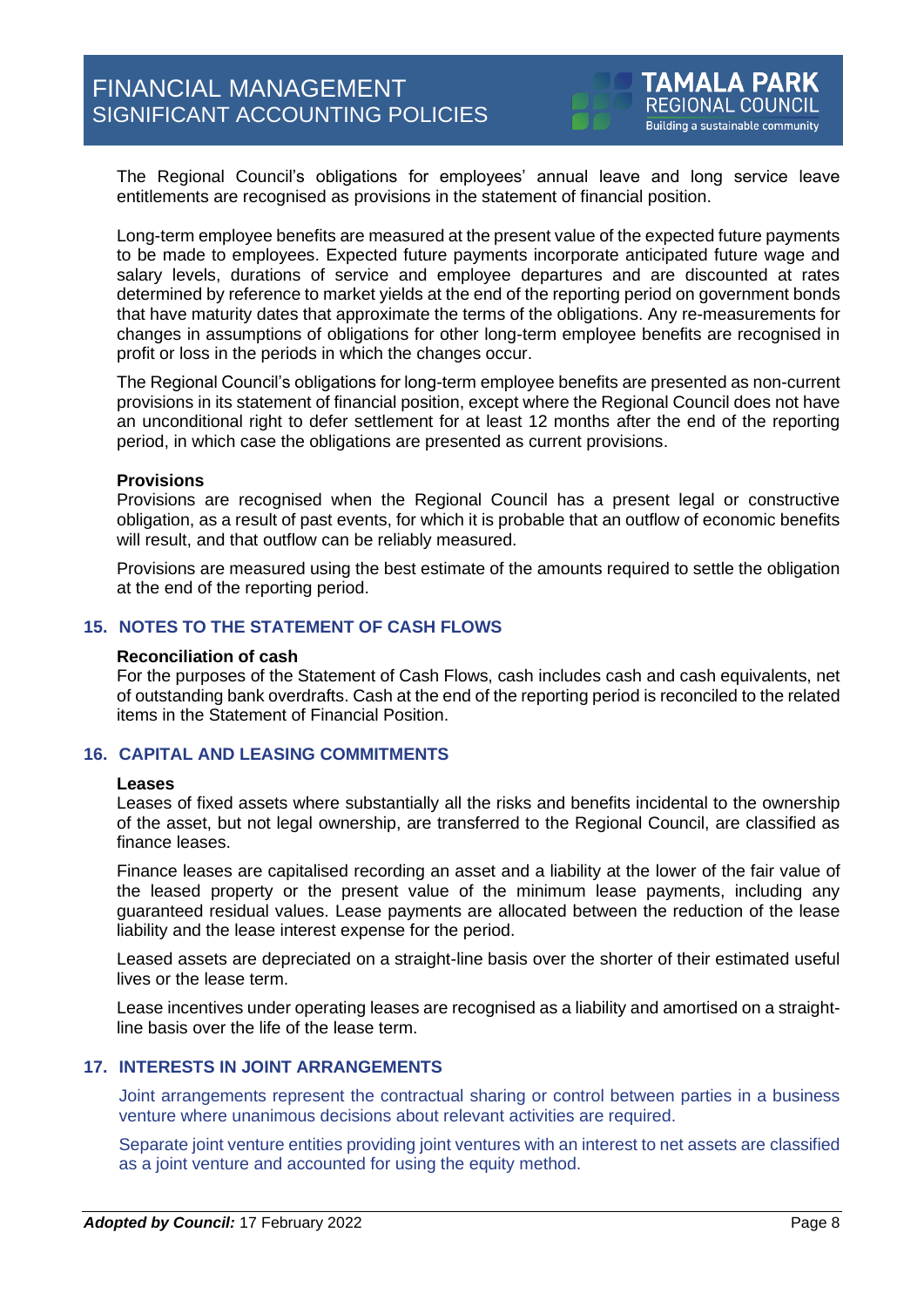The Regional Council's obligations for employees' annual leave and long service leave entitlements are recognised as provisions in the statement of financial position.

Long-term employee benefits are measured at the present value of the expected future payments to be made to employees. Expected future payments incorporate anticipated future wage and salary levels, durations of service and employee departures and are discounted at rates determined by reference to market yields at the end of the reporting period on government bonds that have maturity dates that approximate the terms of the obligations. Any re-measurements for changes in assumptions of obligations for other long-term employee benefits are recognised in profit or loss in the periods in which the changes occur.

The Regional Council's obligations for long-term employee benefits are presented as non-current provisions in its statement of financial position, except where the Regional Council does not have an unconditional right to defer settlement for at least 12 months after the end of the reporting period, in which case the obligations are presented as current provisions.

**Provisions**

Provisions are recognised when the Regional Council has a present legal or constructive obligation, as a result of past events, for which it is probable that an outflow of economic benefits will result, and that outflow can be reliably measured.

Provisions are measured using the best estimate of the amounts required to settle the obligation at the end of the reporting period.

## 15. NOTES TO THE STATEMENT OF CASH FLOWS

**Reconciliation of cash**

For the purposes of the Statement of Cash Flows, cash includes cash and cash equivalents, net of outstanding bank overdrafts. Cash at the end of the reporting period is reconciled to the related items in the Statement of Financial Position.

## 16. CAPITAL AND LEASING COMMITMENTS

**Leases**

Leases of fixed assets where substantially all the risks and benefits incidental to the ownership of the asset, but not legal ownership, are transferred to the Regional Council, are classified as finance leases.

Finance leases are capitalised recording an asset and a liability at the lower of the fair value of the leased property or the present value of the minimum lease payments, including any guaranteed residual values. Lease payments are allocated between the reduction of the lease liability and the lease interest expense for the period.

Leased assets are depreciated on a straight-line basis over the shorter of their estimated useful lives or the lease term.

Lease incentives under operating leases are recognised as a liability and amortised on a straight-line basis over the life of the lease term.

## 17. INTERESTS IN JOINT ARRANGEMENTS

Joint arrangements represent the contractual sharing or control between parties in a business venture where unanimous decisions about relevant activities are required.

Separate joint venture entities providing joint ventures with an interest to net assets are classified as a joint venture and accounted for using the equity method.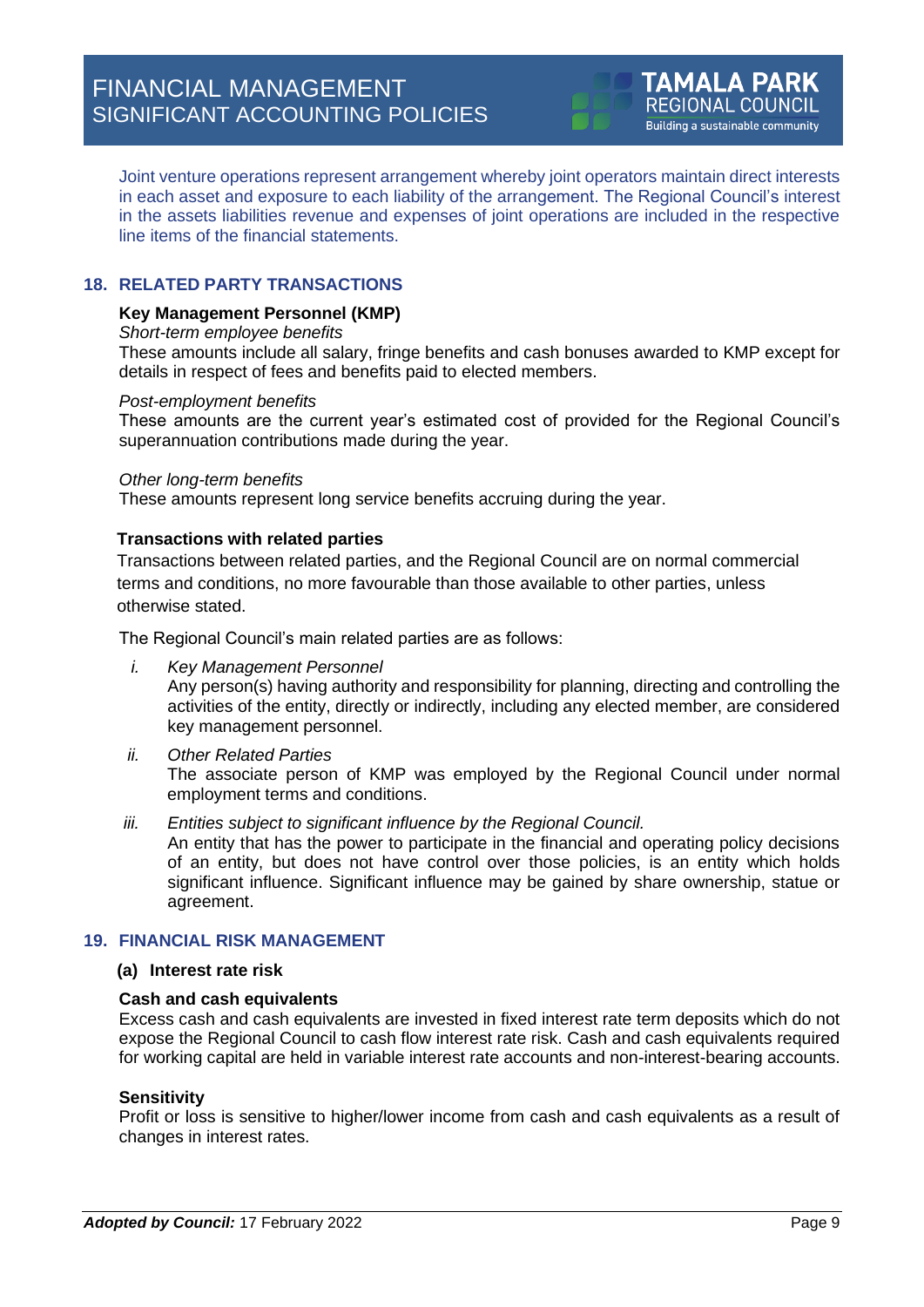Joint venture operations represent arrangement whereby joint operators maintain direct interests in each asset and exposure to each liability of the arrangement. The Regional Council's interest in the assets liabilities revenue and expenses of joint operations are included in the respective line items of the financial statements.

## 18. RELATED PARTY TRANSACTIONS

**Key Management Personnel (KMP)**

*Short-term employee benefits*

These amounts include all salary, fringe benefits and cash bonuses awarded to KMP except for details in respect of fees and benefits paid to elected members.

*Post-employment benefits*

These amounts are the current year's estimated cost of provided for the Regional Council's superannuation contributions made during the year.

*Other long-term benefits*

These amounts represent long service benefits accruing during the year.

**Transactions with related parties**

Transactions between related parties, and the Regional Council are on normal commercial terms and conditions, no more favourable than those available to other parties, unless otherwise stated.

The Regional Council's main related parties are as follows:

i. *Key Management Personnel*

   Any person(s) having authority and responsibility for planning, directing and controlling the activities of the entity, directly or indirectly, including any elected member, are considered key management personnel.

ii. *Other Related Parties*

   The associate person of KMP was employed by the Regional Council under normal employment terms and conditions.

iii. *Entities subject to significant influence by the Regional Council.*

   An entity that has the power to participate in the financial and operating policy decisions of an entity, but does not have control over those policies, is an entity which holds significant influence. Significant influence may be gained by share ownership, statue or agreement.

## 19. FINANCIAL RISK MANAGEMENT

### (a) Interest rate risk

**Cash and cash equivalents**

Excess cash and cash equivalents are invested in fixed interest rate term deposits which do not expose the Regional Council to cash flow interest rate risk. Cash and cash equivalents required for working capital are held in variable interest rate accounts and non-interest-bearing accounts.

**Sensitivity**

Profit or loss is sensitive to higher/lower income from cash and cash equivalents as a result of changes in interest rates.

***Adopted by Council:*** 17 February 2022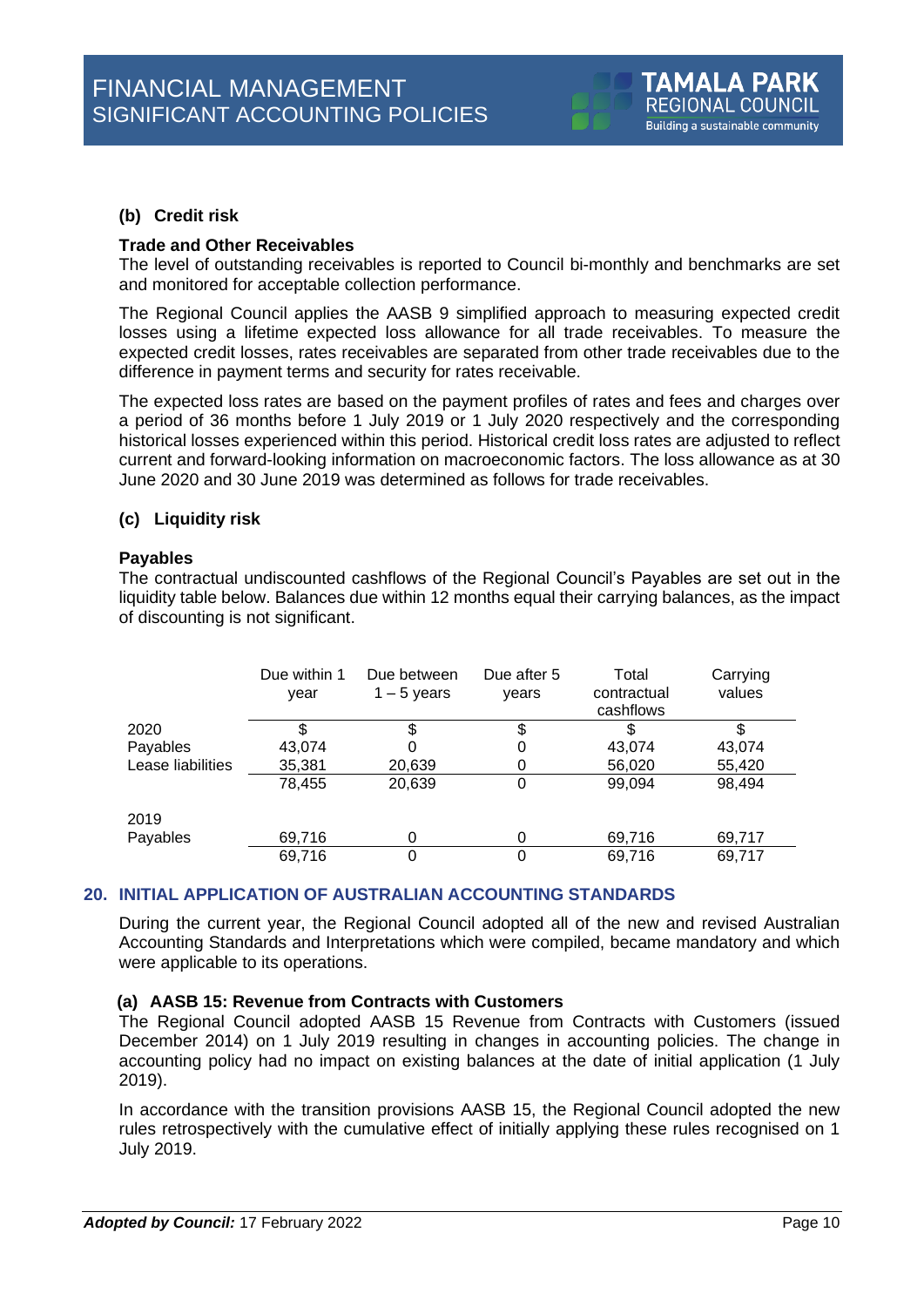### (b) Credit risk

**Trade and Other Receivables**

The level of outstanding receivables is reported to Council bi-monthly and benchmarks are set and monitored for acceptable collection performance.

The Regional Council applies the AASB 9 simplified approach to measuring expected credit losses using a lifetime expected loss allowance for all trade receivables. To measure the expected credit losses, rates receivables are separated from other trade receivables due to the difference in payment terms and security for rates receivable.

The expected loss rates are based on the payment profiles of rates and fees and charges over a period of 36 months before 1 July 2019 or 1 July 2020 respectively and the corresponding historical losses experienced within this period. Historical credit loss rates are adjusted to reflect current and forward-looking information on macroeconomic factors. The loss allowance as at 30 June 2020 and 30 June 2019 was determined as follows for trade receivables.

### (c) Liquidity risk

**Payables**

The contractual undiscounted cashflows of the Regional Council's Payables are set out in the liquidity table below. Balances due within 12 months equal their carrying balances, as the impact of discounting is not significant.

| | Due within 1 year | Due between 1 – 5 years | Due after 5 years | Total contractual cashflows | Carrying values |
|---|---|---|---|---|---|
| 2020 | $ | $ | $ | $ | $ |
| Payables | 43,074 | 0 | 0 | 43,074 | 43,074 |
| Lease liabilities | 35,381 | 20,639 | 0 | 56,020 | 55,420 |
| | 78,455 | 20,639 | 0 | 99,094 | 98,494 |
| | | | | | |
| 2019 | | | | | |
| Payables | 69,716 | 0 | 0 | 69,716 | 69,717 |
| | 69,716 | 0 | 0 | 69,716 | 69,717 |

## 20. INITIAL APPLICATION OF AUSTRALIAN ACCOUNTING STANDARDS

During the current year, the Regional Council adopted all of the new and revised Australian Accounting Standards and Interpretations which were compiled, became mandatory and which were applicable to its operations.

### (a) AASB 15: Revenue from Contracts with Customers

The Regional Council adopted AASB 15 Revenue from Contracts with Customers (issued December 2014) on 1 July 2019 resulting in changes in accounting policies. The change in accounting policy had no impact on existing balances at the date of initial application (1 July 2019).

In accordance with the transition provisions AASB 15, the Regional Council adopted the new rules retrospectively with the cumulative effect of initially applying these rules recognised on 1 July 2019.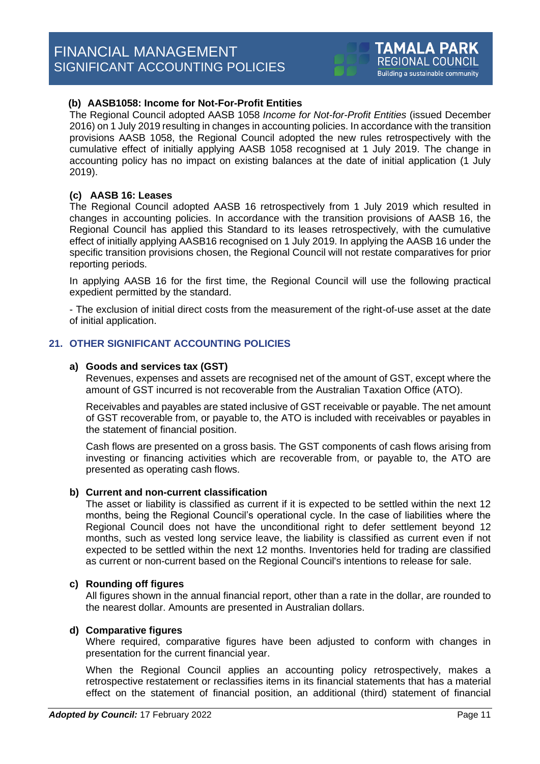**(b) AASB1058: Income for Not-For-Profit Entities**

The Regional Council adopted AASB 1058 *Income for Not-for-Profit Entities* (issued December 2016) on 1 July 2019 resulting in changes in accounting policies. In accordance with the transition provisions AASB 1058, the Regional Council adopted the new rules retrospectively with the cumulative effect of initially applying AASB 1058 recognised at 1 July 2019. The change in accounting policy has no impact on existing balances at the date of initial application (1 July 2019).

**(c) AASB 16: Leases**

The Regional Council adopted AASB 16 retrospectively from 1 July 2019 which resulted in changes in accounting policies. In accordance with the transition provisions of AASB 16, the Regional Council has applied this Standard to its leases retrospectively, with the cumulative effect of initially applying AASB16 recognised on 1 July 2019. In applying the AASB 16 under the specific transition provisions chosen, the Regional Council will not restate comparatives for prior reporting periods.

In applying AASB 16 for the first time, the Regional Council will use the following practical expedient permitted by the standard.

- The exclusion of initial direct costs from the measurement of the right-of-use asset at the date of initial application.

## 21. OTHER SIGNIFICANT ACCOUNTING POLICIES

**a) Goods and services tax (GST)**

Revenues, expenses and assets are recognised net of the amount of GST, except where the amount of GST incurred is not recoverable from the Australian Taxation Office (ATO).

Receivables and payables are stated inclusive of GST receivable or payable. The net amount of GST recoverable from, or payable to, the ATO is included with receivables or payables in the statement of financial position.

Cash flows are presented on a gross basis. The GST components of cash flows arising from investing or financing activities which are recoverable from, or payable to, the ATO are presented as operating cash flows.

**b) Current and non-current classification**

The asset or liability is classified as current if it is expected to be settled within the next 12 months, being the Regional Council's operational cycle. In the case of liabilities where the Regional Council does not have the unconditional right to defer settlement beyond 12 months, such as vested long service leave, the liability is classified as current even if not expected to be settled within the next 12 months. Inventories held for trading are classified as current or non-current based on the Regional Council's intentions to release for sale.

**c) Rounding off figures**

All figures shown in the annual financial report, other than a rate in the dollar, are rounded to the nearest dollar. Amounts are presented in Australian dollars.

**d) Comparative figures**

Where required, comparative figures have been adjusted to conform with changes in presentation for the current financial year.

When the Regional Council applies an accounting policy retrospectively, makes a retrospective restatement or reclassifies items in its financial statements that has a material effect on the statement of financial position, an additional (third) statement of financial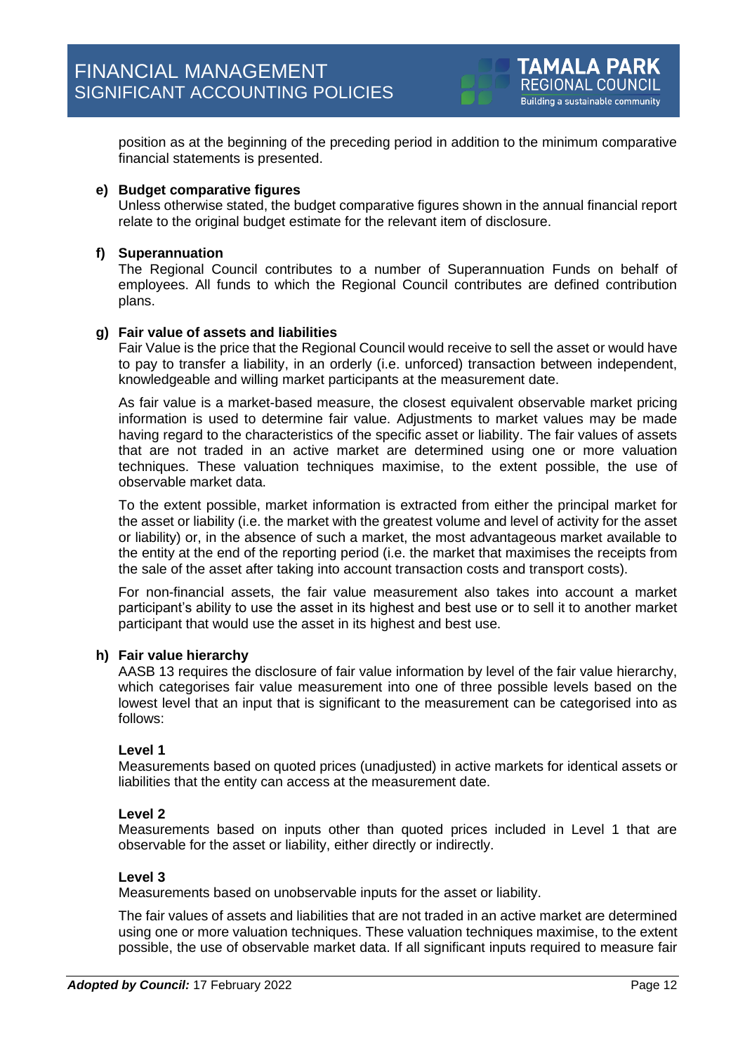position as at the beginning of the preceding period in addition to the minimum comparative financial statements is presented.

**e) Budget comparative figures**

Unless otherwise stated, the budget comparative figures shown in the annual financial report relate to the original budget estimate for the relevant item of disclosure.

**f) Superannuation**

The Regional Council contributes to a number of Superannuation Funds on behalf of employees. All funds to which the Regional Council contributes are defined contribution plans.

**g) Fair value of assets and liabilities**

Fair Value is the price that the Regional Council would receive to sell the asset or would have to pay to transfer a liability, in an orderly (i.e. unforced) transaction between independent, knowledgeable and willing market participants at the measurement date.

As fair value is a market-based measure, the closest equivalent observable market pricing information is used to determine fair value. Adjustments to market values may be made having regard to the characteristics of the specific asset or liability. The fair values of assets that are not traded in an active market are determined using one or more valuation techniques. These valuation techniques maximise, to the extent possible, the use of observable market data.

To the extent possible, market information is extracted from either the principal market for the asset or liability (i.e. the market with the greatest volume and level of activity for the asset or liability) or, in the absence of such a market, the most advantageous market available to the entity at the end of the reporting period (i.e. the market that maximises the receipts from the sale of the asset after taking into account transaction costs and transport costs).

For non-financial assets, the fair value measurement also takes into account a market participant's ability to use the asset in its highest and best use or to sell it to another market participant that would use the asset in its highest and best use.

**h) Fair value hierarchy**

AASB 13 requires the disclosure of fair value information by level of the fair value hierarchy, which categorises fair value measurement into one of three possible levels based on the lowest level that an input that is significant to the measurement can be categorised into as follows:

**Level 1**

Measurements based on quoted prices (unadjusted) in active markets for identical assets or liabilities that the entity can access at the measurement date.

**Level 2**

Measurements based on inputs other than quoted prices included in Level 1 that are observable for the asset or liability, either directly or indirectly.

**Level 3**

Measurements based on unobservable inputs for the asset or liability.

The fair values of assets and liabilities that are not traded in an active market are determined using one or more valuation techniques. These valuation techniques maximise, to the extent possible, the use of observable market data. If all significant inputs required to measure fair

***Adopted by Council:*** 17 February 2022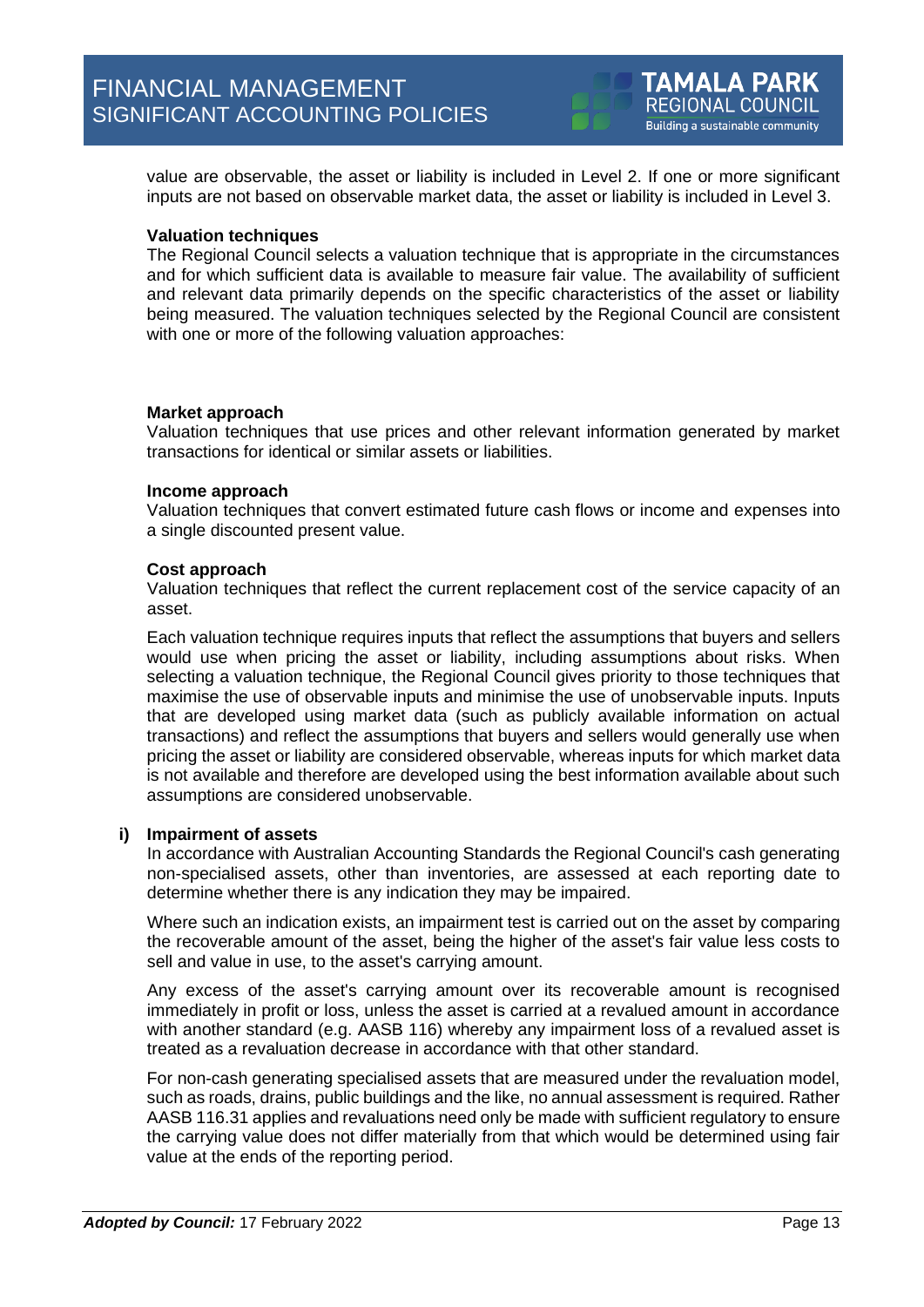value are observable, the asset or liability is included in Level 2. If one or more significant inputs are not based on observable market data, the asset or liability is included in Level 3.

**Valuation techniques**

The Regional Council selects a valuation technique that is appropriate in the circumstances and for which sufficient data is available to measure fair value. The availability of sufficient and relevant data primarily depends on the specific characteristics of the asset or liability being measured. The valuation techniques selected by the Regional Council are consistent with one or more of the following valuation approaches:

**Market approach**

Valuation techniques that use prices and other relevant information generated by market transactions for identical or similar assets or liabilities.

**Income approach**

Valuation techniques that convert estimated future cash flows or income and expenses into a single discounted present value.

**Cost approach**

Valuation techniques that reflect the current replacement cost of the service capacity of an asset.

Each valuation technique requires inputs that reflect the assumptions that buyers and sellers would use when pricing the asset or liability, including assumptions about risks. When selecting a valuation technique, the Regional Council gives priority to those techniques that maximise the use of observable inputs and minimise the use of unobservable inputs. Inputs that are developed using market data (such as publicly available information on actual transactions) and reflect the assumptions that buyers and sellers would generally use when pricing the asset or liability are considered observable, whereas inputs for which market data is not available and therefore are developed using the best information available about such assumptions are considered unobservable.

**i) Impairment of assets**

In accordance with Australian Accounting Standards the Regional Council's cash generating non-specialised assets, other than inventories, are assessed at each reporting date to determine whether there is any indication they may be impaired.

Where such an indication exists, an impairment test is carried out on the asset by comparing the recoverable amount of the asset, being the higher of the asset's fair value less costs to sell and value in use, to the asset's carrying amount.

Any excess of the asset's carrying amount over its recoverable amount is recognised immediately in profit or loss, unless the asset is carried at a revalued amount in accordance with another standard (e.g. AASB 116) whereby any impairment loss of a revalued asset is treated as a revaluation decrease in accordance with that other standard.

For non-cash generating specialised assets that are measured under the revaluation model, such as roads, drains, public buildings and the like, no annual assessment is required. Rather AASB 116.31 applies and revaluations need only be made with sufficient regulatory to ensure the carrying value does not differ materially from that which would be determined using fair value at the ends of the reporting period.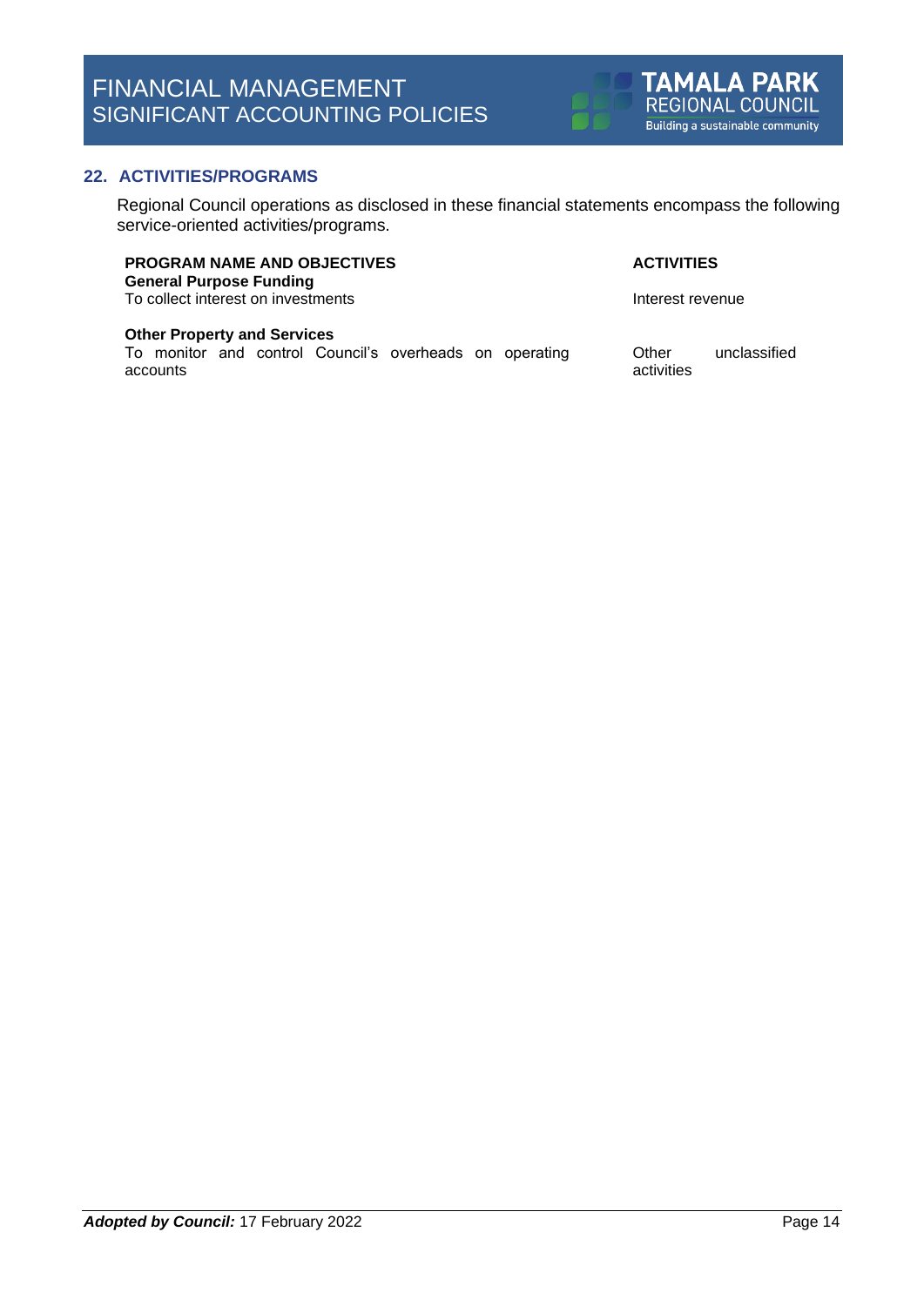## 22. ACTIVITIES/PROGRAMS

Regional Council operations as disclosed in these financial statements encompass the following service-oriented activities/programs.

| PROGRAM NAME AND OBJECTIVES | ACTIVITIES |
|---|---|
| **General Purpose Funding**<br>To collect interest on investments | Interest revenue |
| **Other Property and Services**<br>To monitor and control Council's overheads on operating accounts | Other unclassified activities |